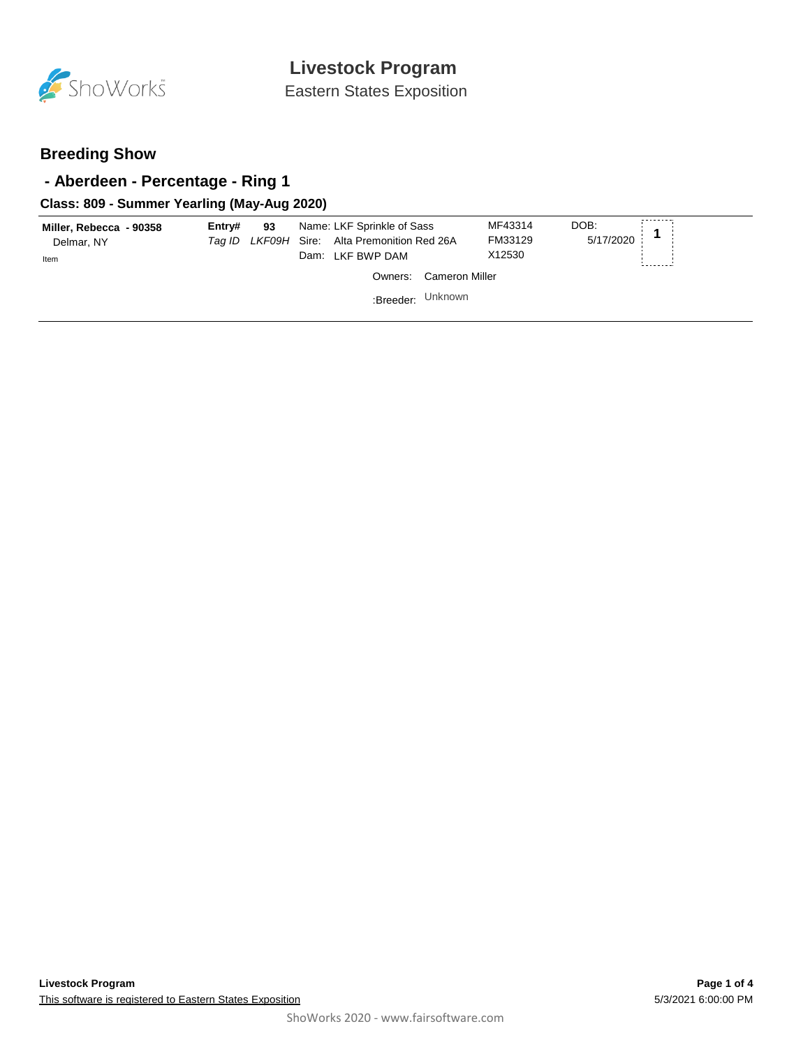# Livestock Program

Eastern States Exposition

## Breeding Show

## - Aberdeen - Percentage - Ring 1

### Class: 809 - Summer Yearling (May-Aug 2020)

| Exhibitor | Entry# / Tag ID | Animal | Reg. # | DOB | Place |
|---|---|---|---|---|---|
| **Miller, Rebecca - 90358**<br>Delmar, NY<br>Item | **Entry# 93**<br>*Tag ID LKF09H* | Name: LKF Sprinkle of Sass<br>Sire: Alta Premonition Red 26A<br>Dam: LKF BWP DAM<br>Owners: Cameron Miller<br>:Breeder: Unknown | MF43314<br>FM33129<br>X12530 | DOB: 5/17/2020 | 1 |

**Livestock Program**

This software is registered to Eastern States Exposition

5/3/2021 6:00:00 PM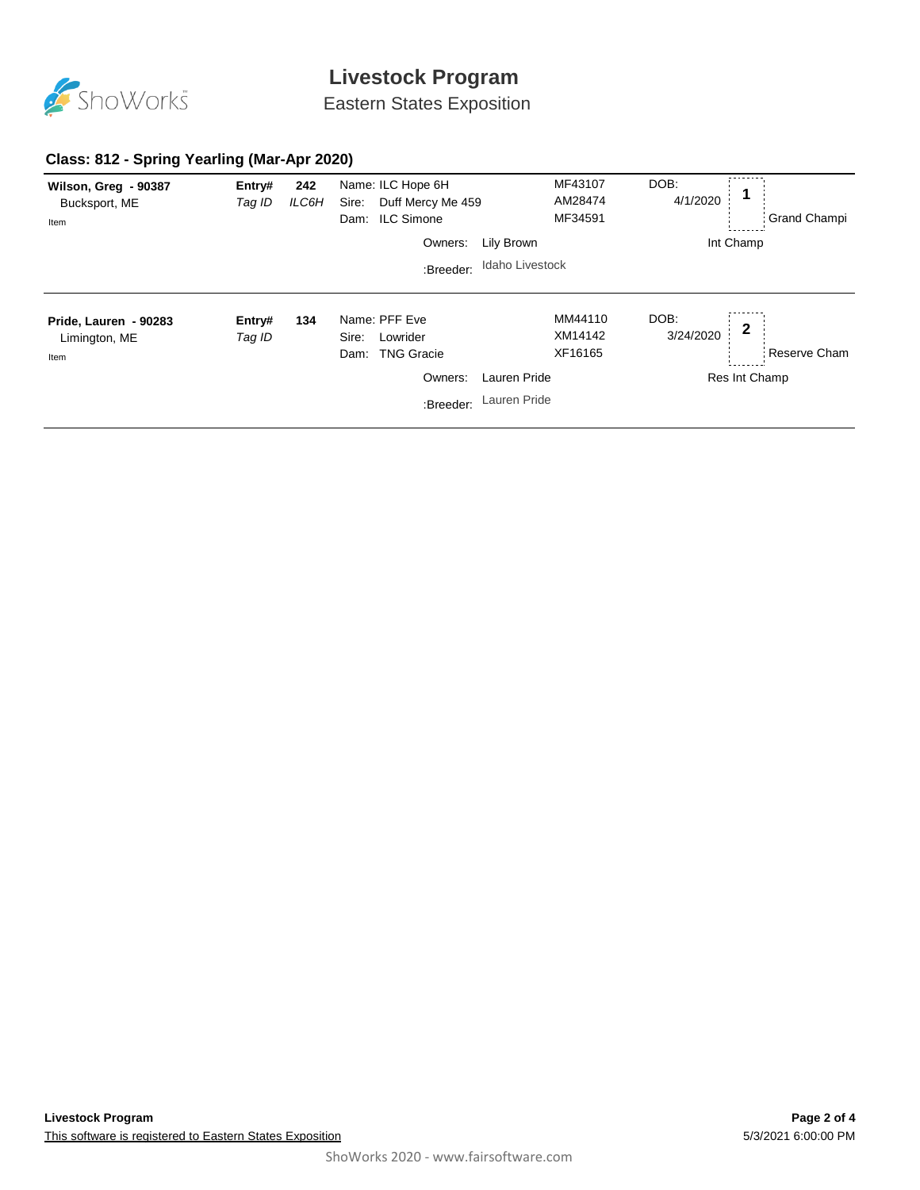# Livestock Program

## Eastern States Exposition

### Class: 812 - Spring Yearling (Mar-Apr 2020)

**Wilson, Greg - 90387**
Bucksport, ME
Item

**Entry#** 242
*Tag ID* *ILC6H*

Name: ILC Hope 6H — MF43107
Sire: Duff Mercy Me 459 — AM28474
Dam: ILC Simone — MF34591

Owners: Lily Brown
:Breeder: Idaho Livestock

DOB: 4/1/2020

**1**

Grand Champi
Int Champ

---

**Pride, Lauren - 90283**
Limington, ME
Item

**Entry#** 134
*Tag ID*

Name: PFF Eve — MM44110
Sire: Lowrider — XM14142
Dam: TNG Gracie — XF16165

Owners: Lauren Pride
:Breeder: Lauren Pride

DOB: 3/24/2020

**2**

Reserve Cham
Res Int Champ

---

**Livestock Program**
This software is registered to Eastern States Exposition

5/3/2021 6:00:00 PM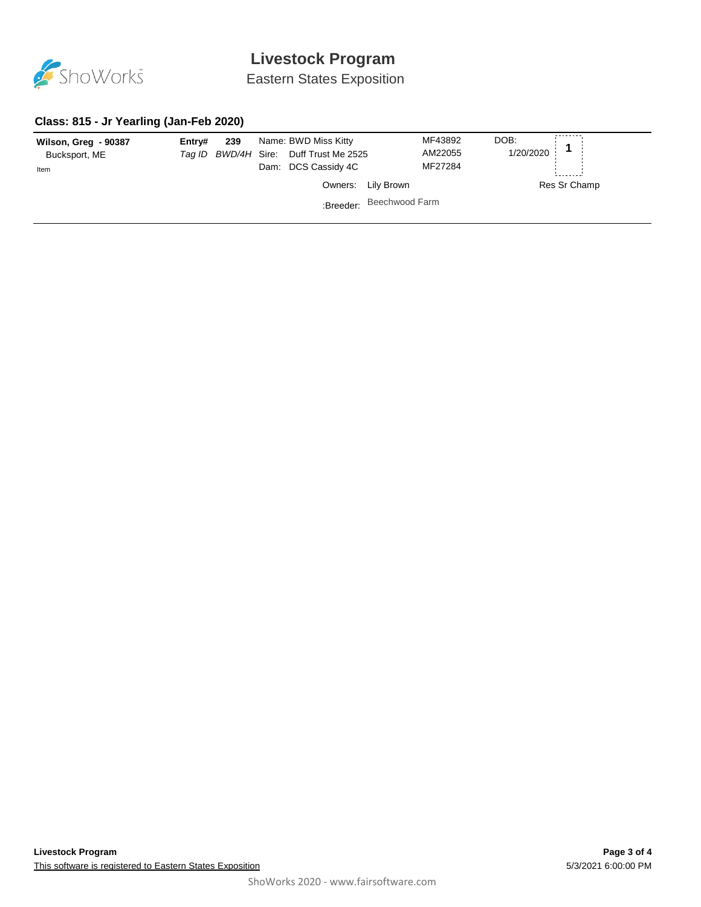# Livestock Program

Eastern States Exposition

## Class: 815 - Jr Yearling (Jan-Feb 2020)

**Wilson, Greg - 90387**
Bucksport, ME
Item

**Entry# 239**
*Tag ID BWD/4H*

Name: BWD Miss Kitty — MF43892
Sire: Duff Trust Me 2525 — AM22055
Dam: DCS Cassidy 4C — MF27284

DOB: 1/20/2020

**1**

Owners: Lily Brown

Res Sr Champ

:Breeder: Beechwood Farm

**Livestock Program**

This software is registered to Eastern States Exposition

5/3/2021 6:00:00 PM

ShoWorks 2020 - www.fairsoftware.com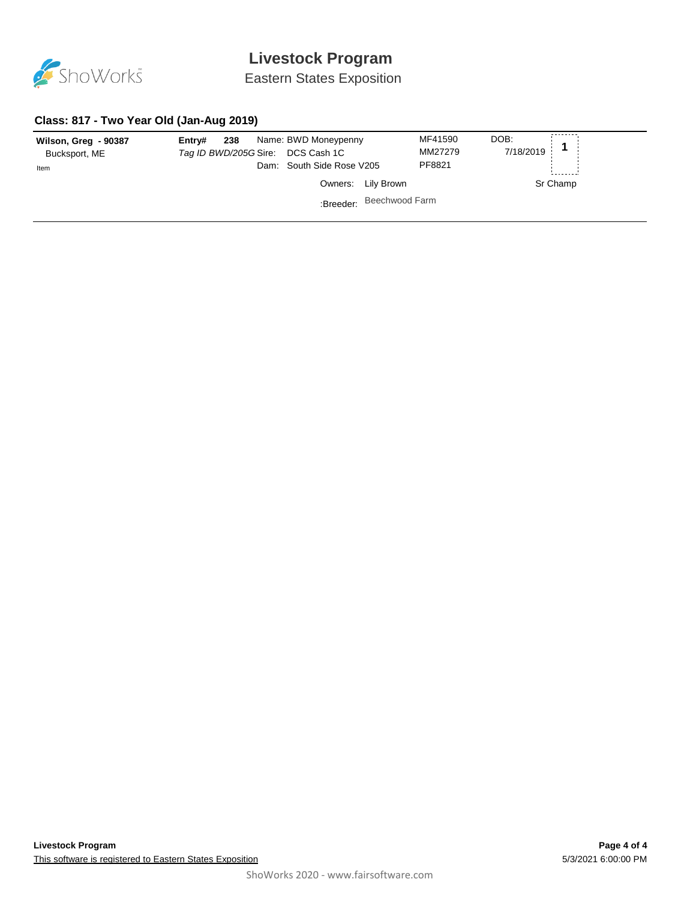# Livestock Program

Eastern States Exposition

## Class: 817 - Two Year Old (Jan-Aug 2019)

**Wilson, Greg - 90387**
Bucksport, ME
Item

**Entry#** **238**
*Tag ID BWD/205G*

Name: BWD Moneypenny — MF41590
Sire: DCS Cash 1C — MM27279
Dam: South Side Rose V205 — PF8821

DOB: 7/18/2019

**1**

Owners: Lily Brown

:Breeder: Beechwood Farm

Sr Champ

**Livestock Program**

This software is registered to Eastern States Exposition

5/3/2021 6:00:00 PM

ShoWorks 2020 - www.fairsoftware.com